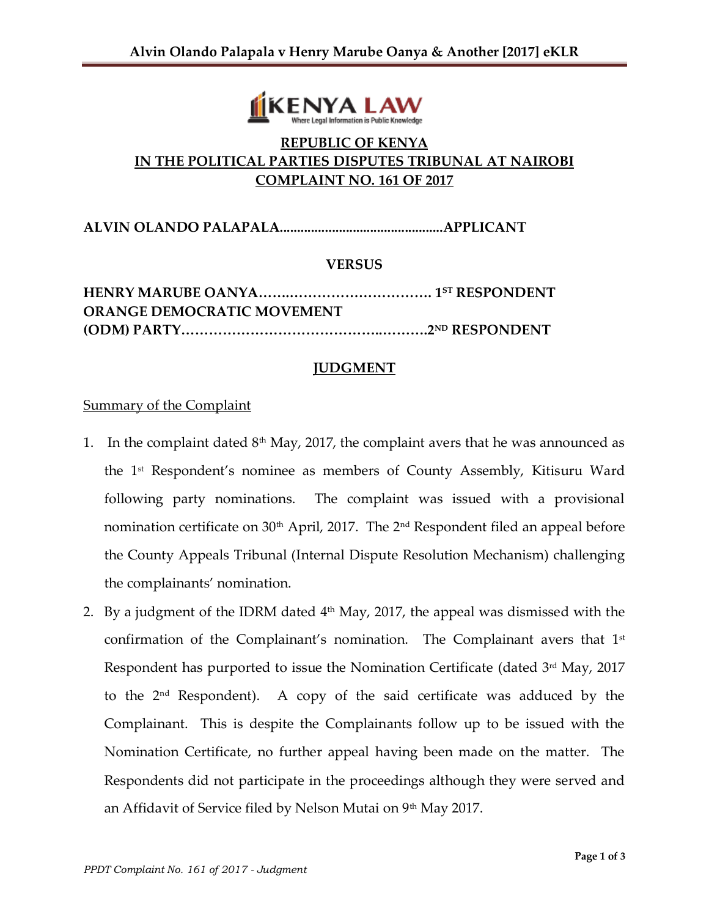**REPUBLIC OF KENYA**
**IN THE POLITICAL PARTIES DISPUTES TRIBUNAL AT NAIROBI**
**COMPLAINT NO. 161 OF 2017**

**ALVIN OLANDO PALAPALA...............................................APPLICANT**

**VERSUS**

**HENRY MARUBE OANYA………………………………………. 1ST RESPONDENT**
**ORANGE DEMOCRATIC MOVEMENT**
**(ODM) PARTY……………………………………..……….2ND RESPONDENT**

## JUDGMENT

Summary of the Complaint

1. In the complaint dated 8th May, 2017, the complaint avers that he was announced as the 1st Respondent's nominee as members of County Assembly, Kitisuru Ward following party nominations. The complaint was issued with a provisional nomination certificate on 30th April, 2017. The 2nd Respondent filed an appeal before the County Appeals Tribunal (Internal Dispute Resolution Mechanism) challenging the complainants' nomination.

2. By a judgment of the IDRM dated 4th May, 2017, the appeal was dismissed with the confirmation of the Complainant's nomination. The Complainant avers that 1st Respondent has purported to issue the Nomination Certificate (dated 3rd May, 2017 to the 2nd Respondent). A copy of the said certificate was adduced by the Complainant. This is despite the Complainants follow up to be issued with the Nomination Certificate, no further appeal having been made on the matter. The Respondents did not participate in the proceedings although they were served and an Affidavit of Service filed by Nelson Mutai on 9th May 2017.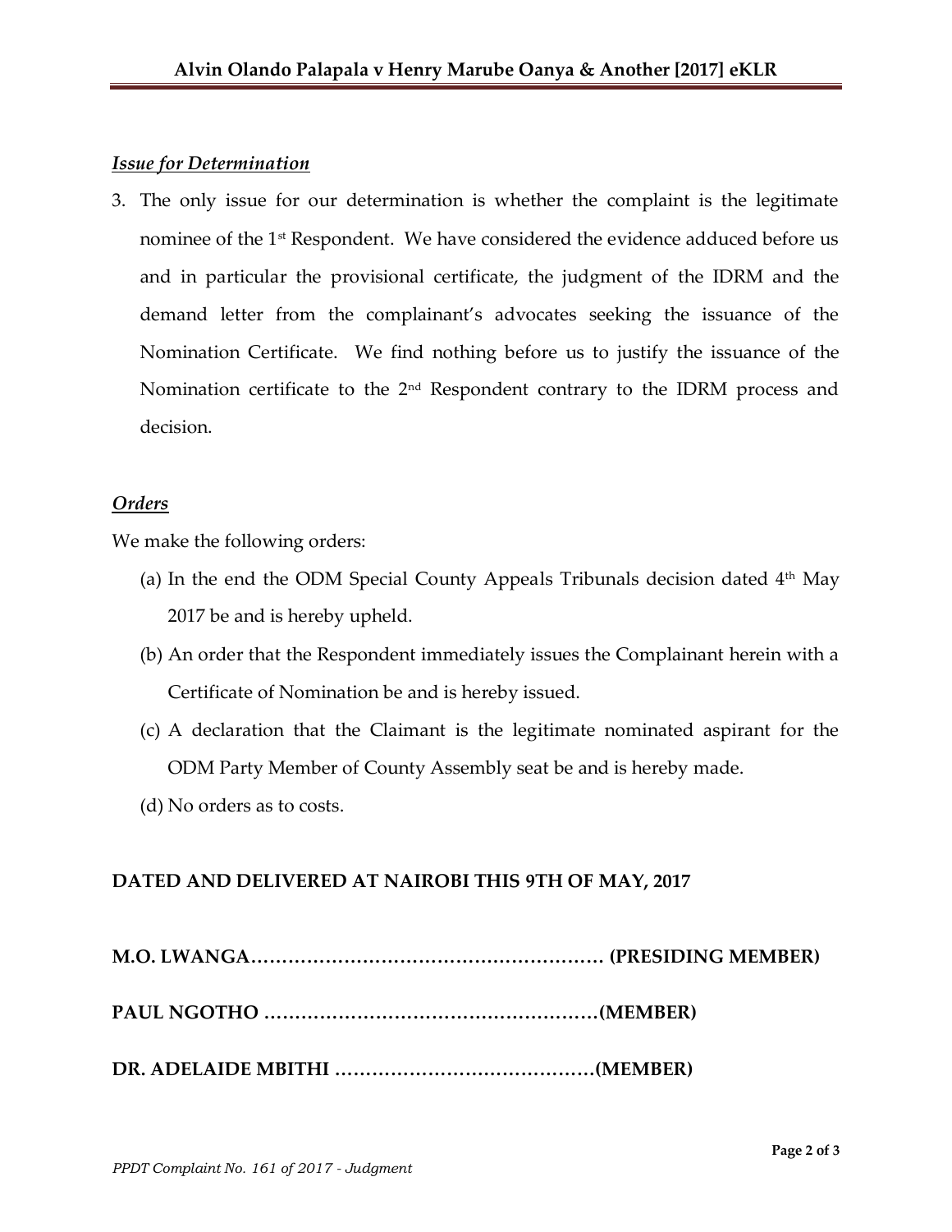***Issue for Determination***

3. The only issue for our determination is whether the complaint is the legitimate nominee of the 1st Respondent. We have considered the evidence adduced before us and in particular the provisional certificate, the judgment of the IDRM and the demand letter from the complainant's advocates seeking the issuance of the Nomination Certificate. We find nothing before us to justify the issuance of the Nomination certificate to the 2nd Respondent contrary to the IDRM process and decision.

***Orders***

We make the following orders:

(a) In the end the ODM Special County Appeals Tribunals decision dated 4th May 2017 be and is hereby upheld.

(b) An order that the Respondent immediately issues the Complainant herein with a Certificate of Nomination be and is hereby issued.

(c) A declaration that the Claimant is the legitimate nominated aspirant for the ODM Party Member of County Assembly seat be and is hereby made.

(d) No orders as to costs.

**DATED AND DELIVERED AT NAIROBI THIS 9TH OF MAY, 2017**

**M.O. LWANGA………………………………………………… (PRESIDING MEMBER)**

**PAUL NGOTHO ……………………………………………(MEMBER)**

**DR. ADELAIDE MBITHI ……………………………………(MEMBER)**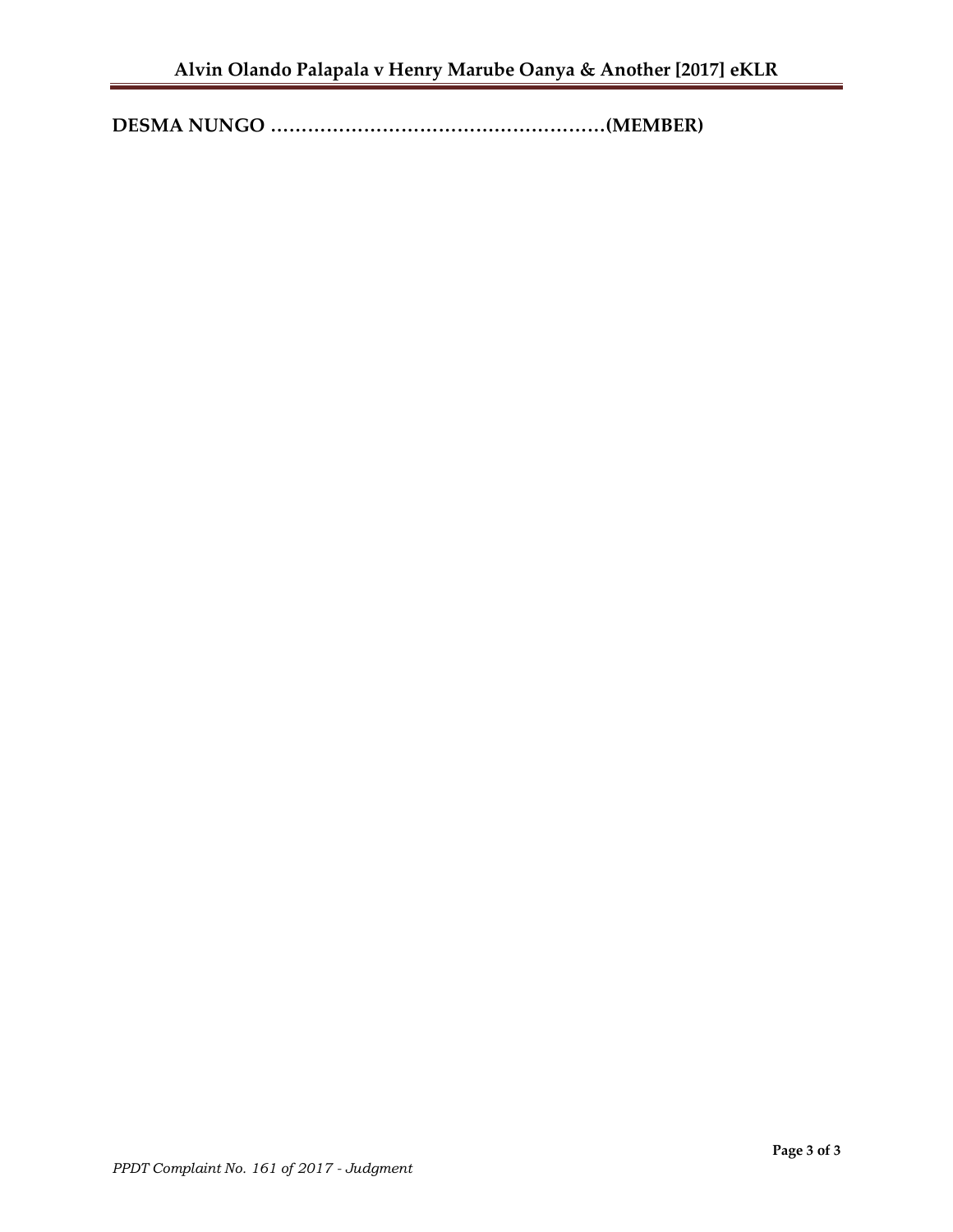**DESMA NUNGO ………………………………………………(MEMBER)**